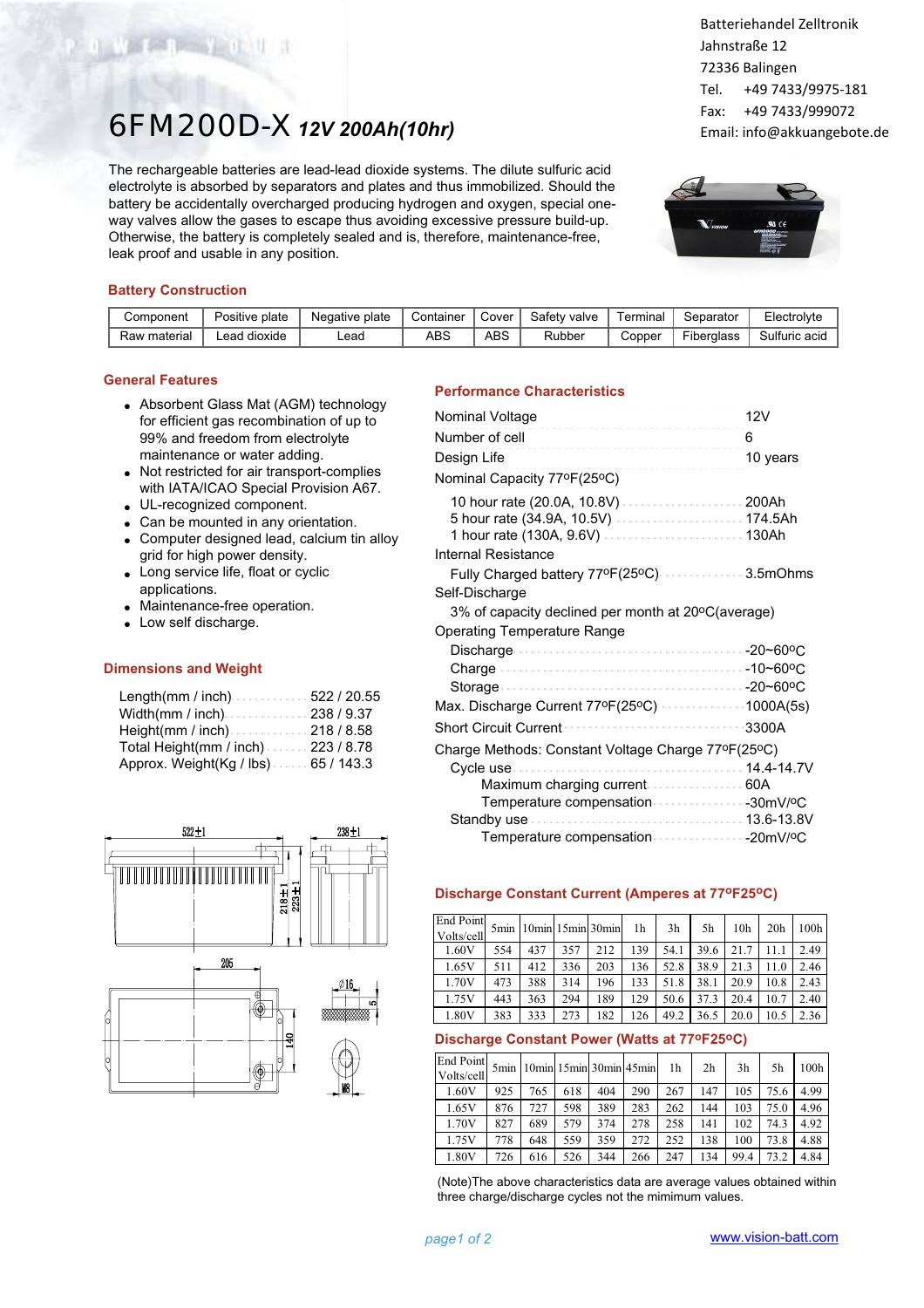Batteriehandel Zelltronik
Jahnstraße 12
72336 Balingen
Tel. +49 7433/9975-181
Fax: +49 7433/999072
Email: info@akkuangebote.de

# 6FM200D-X *12V 200Ah(10hr)*

The rechargeable batteries are lead-lead dioxide systems. The dilute sulfuric acid electrolyte is absorbed by separators and plates and thus immobilized. Should the battery be accidentally overcharged producing hydrogen and oxygen, special one-way valves allow the gases to escape thus avoiding excessive pressure build-up. Otherwise, the battery is completely sealed and is, therefore, maintenance-free, leak proof and usable in any position.

## Battery Construction

| Component | Positive plate | Negative plate | Container | Cover | Safety valve | Terminal | Separator | Electrolyte |
|---|---|---|---|---|---|---|---|---|
| Raw material | Lead dioxide | Lead | ABS | ABS | Rubber | Copper | Fiberglass | Sulfuric acid |

## General Features

- Absorbent Glass Mat (AGM) technology for efficient gas recombination of up to 99% and freedom from electrolyte maintenance or water adding.
- Not restricted for air transport-complies with IATA/ICAO Special Provision A67.
- UL-recognized component.
- Can be mounted in any orientation.
- Computer designed lead, calcium tin alloy grid for high power density.
- Long service life, float or cyclic applications.
- Maintenance-free operation.
- Low self discharge.

## Dimensions and Weight

| | |
|---|---|
| Length(mm / inch) | 522 / 20.55 |
| Width(mm / inch) | 238 / 9.37 |
| Height(mm / inch) | 218 / 8.58 |
| Total Height(mm / inch) | 223 / 8.78 |
| Approx. Weight(Kg / lbs) | 65 / 143.3 |

522±1 238±1 218±1 223±1 205 140 Ø16 5 M8

## Performance Characteristics

| | |
|---|---|
| Nominal Voltage | 12V |
| Number of cell | 6 |
| Design Life | 10 years |
| Nominal Capacity 77ºF(25ºC) | |
| 10 hour rate (20.0A, 10.8V) | 200Ah |
| 5 hour rate (34.9A, 10.5V) | 174.5Ah |
| 1 hour rate (130A, 9.6V) | 130Ah |
| Internal Resistance | |
| Fully Charged battery 77ºF(25ºC) | 3.5mOhms |
| Self-Discharge | |
| 3% of capacity declined per month at 20ºC(average) | |
| Operating Temperature Range | |
| Discharge | -20~60ºC |
| Charge | -10~60ºC |
| Storage | -20~60ºC |
| Max. Discharge Current 77ºF(25ºC) | 1000A(5s) |
| Short Circuit Current | 3300A |
| Charge Methods: Constant Voltage Charge 77ºF(25ºC) | |
| Cycle use | 14.4-14.7V |
| Maximum charging current | 60A |
| Temperature compensation | -30mV/ºC |
| Standby use | 13.6-13.8V |
| Temperature compensation | -20mV/ºC |

## Discharge Constant Current (Amperes at 77ºF25ºC)

| End Point Volts/cell | 5min | 10min | 15min | 30min | 1h | 3h | 5h | 10h | 20h | 100h |
|---|---|---|---|---|---|---|---|---|---|---|
| 1.60V | 554 | 437 | 357 | 212 | 139 | 54.1 | 39.6 | 21.7 | 11.1 | 2.49 |
| 1.65V | 511 | 412 | 336 | 203 | 136 | 52.8 | 38.9 | 21.3 | 11.0 | 2.46 |
| 1.70V | 473 | 388 | 314 | 196 | 133 | 51.8 | 38.1 | 20.9 | 10.8 | 2.43 |
| 1.75V | 443 | 363 | 294 | 189 | 129 | 50.6 | 37.3 | 20.4 | 10.7 | 2.40 |
| 1.80V | 383 | 333 | 273 | 182 | 126 | 49.2 | 36.5 | 20.0 | 10.5 | 2.36 |

## Discharge Constant Power (Watts at 77ºF25ºC)

| End Point Volts/cell | 5min | 10min | 15min | 30min | 45min | 1h | 2h | 3h | 5h | 100h |
|---|---|---|---|---|---|---|---|---|---|---|
| 1.60V | 925 | 765 | 618 | 404 | 290 | 267 | 147 | 105 | 75.6 | 4.99 |
| 1.65V | 876 | 727 | 598 | 389 | 283 | 262 | 144 | 103 | 75.0 | 4.96 |
| 1.70V | 827 | 689 | 579 | 374 | 278 | 258 | 141 | 102 | 74.3 | 4.92 |
| 1.75V | 778 | 648 | 559 | 359 | 272 | 252 | 138 | 100 | 73.8 | 4.88 |
| 1.80V | 726 | 616 | 526 | 344 | 266 | 247 | 134 | 99.4 | 73.2 | 4.84 |

(Note)The above characteristics data are average values obtained within three charge/discharge cycles not the mimimum values.

www.vision-batt.com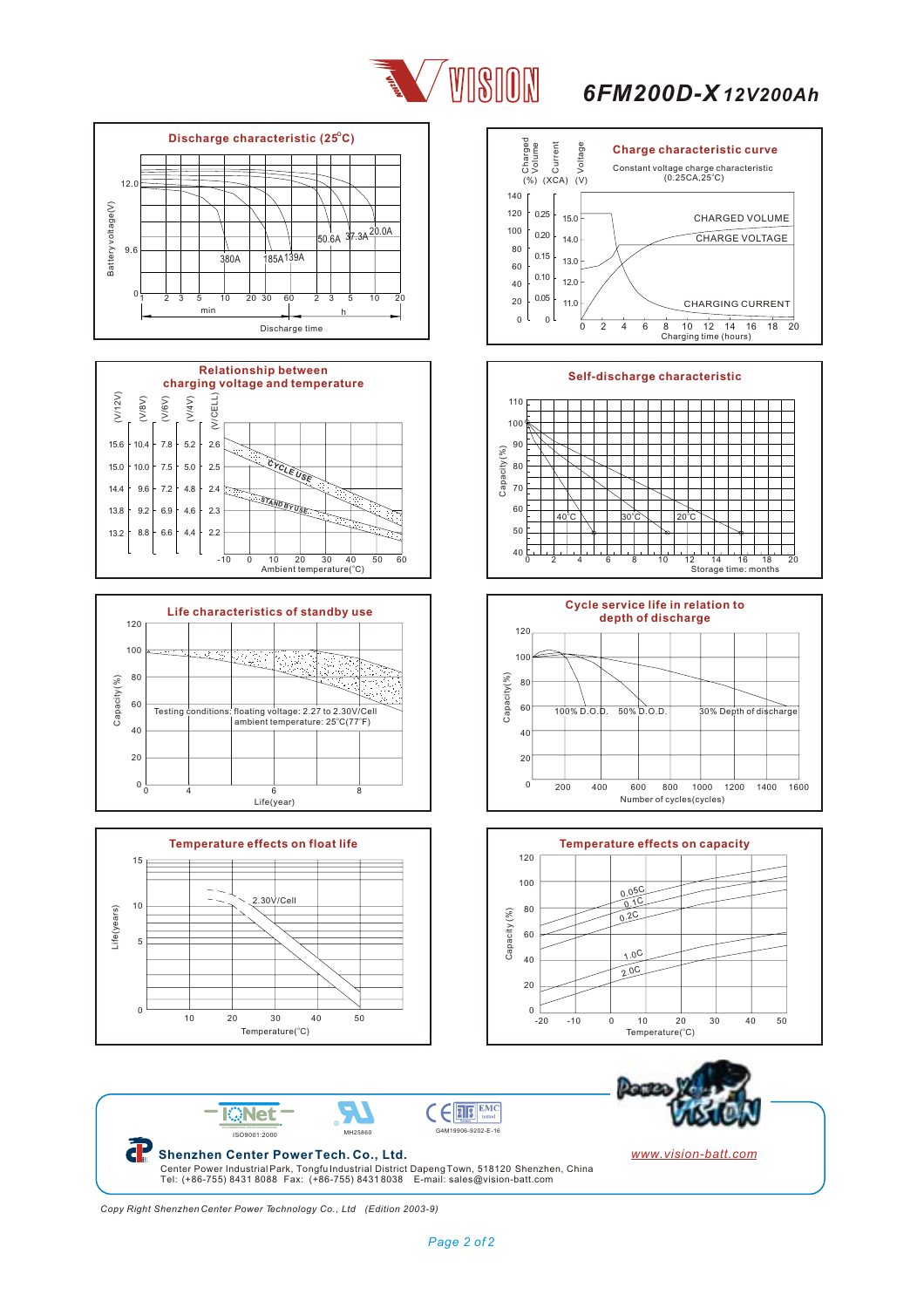# VISION 6FM200D-X 12V200Ah

## Discharge characteristic (25°C)

Battery voltage(V)

12.0
9.6
0

380A
185A
139A
50.6A
37.3A
20.0A

1 2 3 5 10 20 30 60 2 3 5 10 20

min h

Discharge time

## Charge characteristic curve

Constant voltage charge characteristic
(0.25CA,25°C)

Charged Volume (%)
Current (XCA)
Voltage (V)

140 120 100 80 60 40 20 0
0.25 0.20 0.15 0.10 0.05 0
15.0 14.0 13.0 12.0 11.0

CHARGED VOLUME
CHARGE VOLTAGE
CHARGING CURRENT

0 2 4 6 8 10 12 14 16 18 20

Charging time (hours)

## Relationship between charging voltage and temperature

(V/12V) (V/8V) (V/6V) (V/4V) (V/CELL)

15.6 10.4 7.8 5.2 2.6
15.0 10.0 7.5 5.0 2.5
14.4 9.6 7.2 4.8 2.4
13.8 9.2 6.9 4.6 2.3
13.2 8.8 6.6 4.4 2.2

CYCLE USE
STANDBY USE

-10 0 10 20 30 40 50 60

Ambient temperature(°C)

## Self-discharge characteristic

Capacity(%)

110 100 90 80 70 60 50 40

40°C
30°C
20°C

0 2 4 6 8 10 12 14 16 18 20

Storage time: months

## Life characteristics of standby use

Capacity(%)

120 100 80 60 40 20 0

Testing conditions: floating voltage: 2.27 to 2.30V/Cell
ambient temperature: 25°C(77°F)

0 4 6 8

Life(year)

## Cycle service life in relation to depth of discharge

Capacity(%)

120 100 80 60 40 20 0

100% D.O.D.
50% D.O.D.
30% Depth of discharge

200 400 600 800 1000 1200 1400 1600

Number of cycles(cycles)

## Temperature effects on float life

Life(years)

15 10 5 0

2.30V/Cell

10 20 30 40 50

Temperature(°C)

## Temperature effects on capacity

Capacity (%)

120 100 80 60 40 20 0

0.05C
0.1C
0.2C
1.0C
2.0C

-20 -10 0 10 20 30 40 50

Temperature(°C)

IQNet ISO9001:2000
MH25860
G4M19906-9202-E-16

Power Your VISION

**Shenzhen Center Power Tech. Co., Ltd.**

Center Power Industrial Park, Tongfu Industrial District Dapeng Town, 518120 Shenzhen, China
Tel: (+86-755) 8431 8088 Fax: (+86-755) 8431 8038 E-mail: sales@vision-batt.com

*www.vision-batt.com*

*Copy Right Shenzhen Center Power Technology Co., Ltd (Edition 2003-9)*